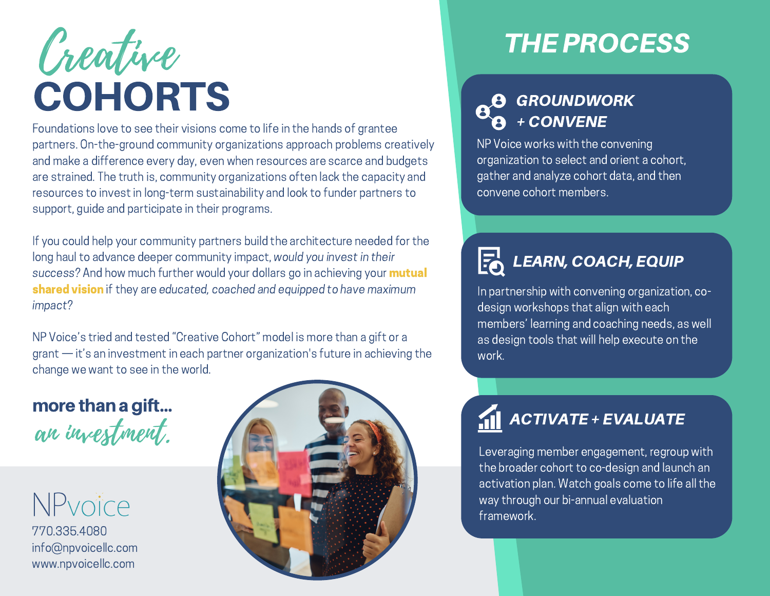# Creative COHORTS

Foundations love to see their visions come to life in the hands of grantee partners. On-the-ground community organizations approach problems creatively and make a difference every day, even when resources are scarce and budgets are strained. The truth is, community organizations often lack the capacity and resources to invest in long-term sustainability and look to funder partners to support, guide and participate in their programs.

If you could help your community partners build the architecture needed for the long haul to advance deeper community impact, *would you invest in their success?* And how much further would your dollars go in achieving your **mutual shared vision** if they are *educated, coached and equipped to have maximum impact?*

NP Voice's tried and tested "Creative Cohort" model is more than a gift or a grant — it's an investment in each partner organization's future in achieving the change we want to see in the world.

**more than a gift...**
*an investment.*

NPvoice
770.335.4080
info@npvoicellc.com
www.npvoicellc.com

## THE PROCESS

### GROUNDWORK + CONVENE

NP Voice works with the convening organization to select and orient a cohort, gather and analyze cohort data, and then convene cohort members.

### LEARN, COACH, EQUIP

In partnership with convening organization, co-design workshops that align with each members' learning and coaching needs, as well as design tools that will help execute on the work.

### ACTIVATE + EVALUATE

Leveraging member engagement, regroup with the broader cohort to co-design and launch an activation plan. Watch goals come to life all the way through our bi-annual evaluation framework.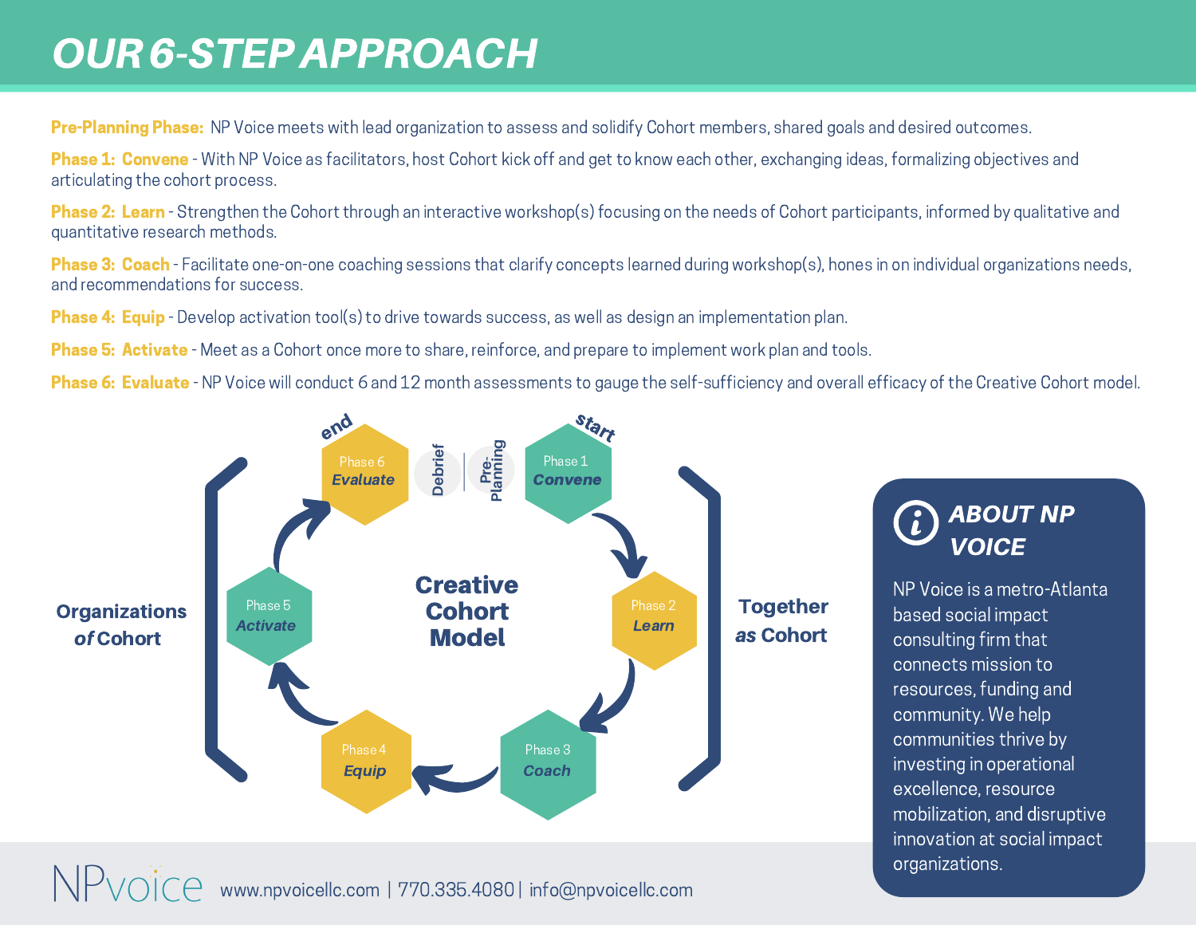# OUR 6-STEP APPROACH

**Pre-Planning Phase:** NP Voice meets with lead organization to assess and solidify Cohort members, shared goals and desired outcomes.

**Phase 1: Convene** - With NP Voice as facilitators, host Cohort kick off and get to know each other, exchanging ideas, formalizing objectives and articulating the cohort process.

**Phase 2: Learn** - Strengthen the Cohort through an interactive workshop(s) focusing on the needs of Cohort participants, informed by qualitative and quantitative research methods.

**Phase 3: Coach** - Facilitate one-on-one coaching sessions that clarify concepts learned during workshop(s), hones in on individual organizations needs, and recommendations for success.

**Phase 4: Equip** - Develop activation tool(s) to drive towards success, as well as design an implementation plan.

**Phase 5: Activate** - Meet as a Cohort once more to share, reinforce, and prepare to implement work plan and tools.

**Phase 6: Evaluate** - NP Voice will conduct 6 and 12 month assessments to gauge the self-sufficiency and overall efficacy of the Creative Cohort model.

**Creative Cohort Model**

start

Phase 1 *Convene*

Phase 2 *Learn*

Phase 3 *Coach*

Phase 4 *Equip*

Phase 5 *Activate*

Phase 6 *Evaluate*

end

Debrief | Pre-Planning

**Organizations *of* Cohort**

**Together *as* Cohort**

## ABOUT NP VOICE

NP Voice is a metro-Atlanta based social impact consulting firm that connects mission to resources, funding and community. We help communities thrive by investing in operational excellence, resource mobilization, and disruptive innovation at social impact organizations.

NPvoice www.npvoicellc.com | 770.335.4080 | info@npvoicellc.com